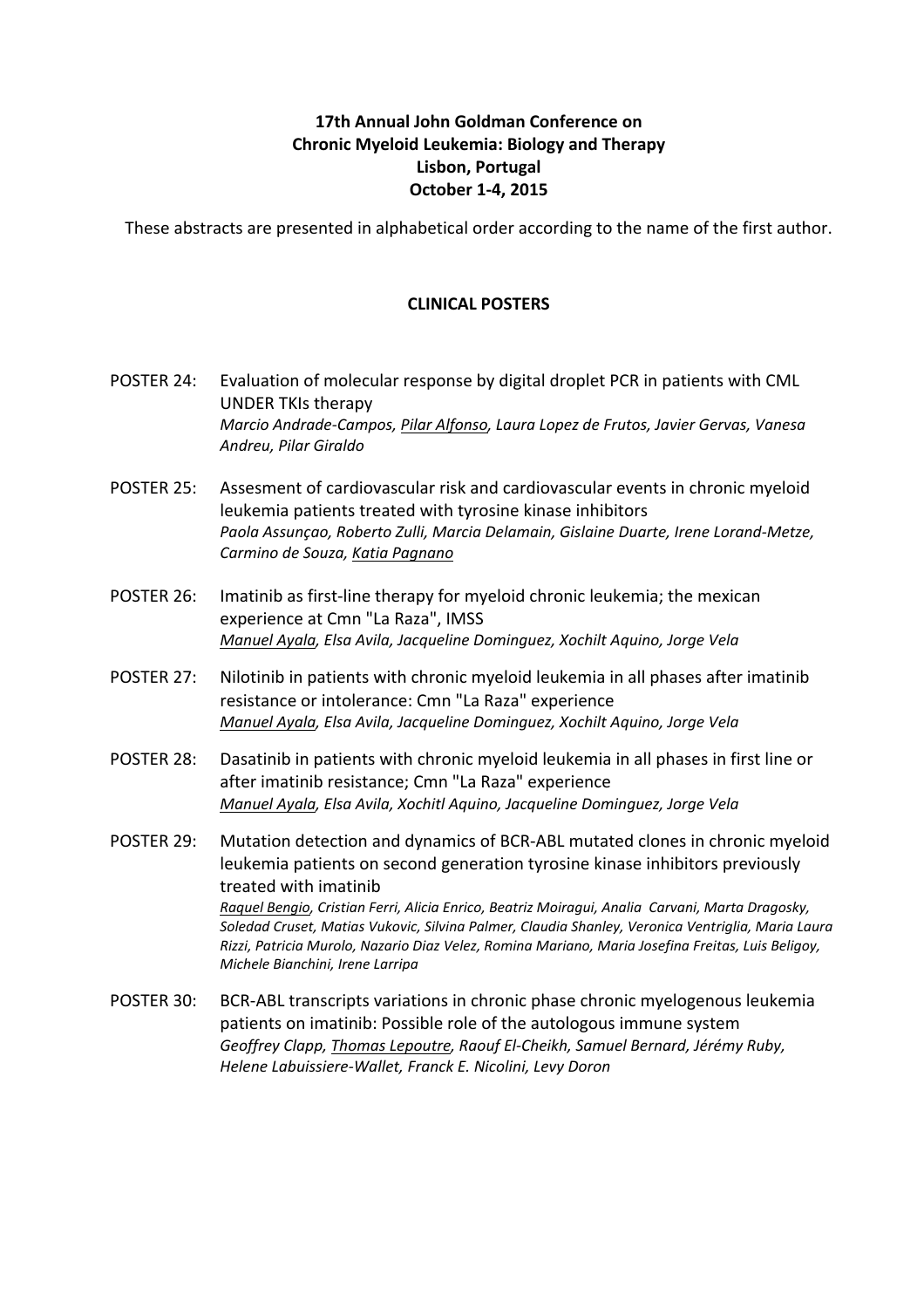**17th Annual John Goldman Conference on**
**Chronic Myeloid Leukemia: Biology and Therapy**
**Lisbon, Portugal**
**October 1-4, 2015**

These abstracts are presented in alphabetical order according to the name of the first author.

## CLINICAL POSTERS

POSTER 24: Evaluation of molecular response by digital droplet PCR in patients with CML UNDER TKIs therapy
*Marcio Andrade-Campos, Pilar Alfonso, Laura Lopez de Frutos, Javier Gervas, Vanesa Andreu, Pilar Giraldo*

POSTER 25: Assesment of cardiovascular risk and cardiovascular events in chronic myeloid leukemia patients treated with tyrosine kinase inhibitors
*Paola Assunçao, Roberto Zulli, Marcia Delamain, Gislaine Duarte, Irene Lorand-Metze, Carmino de Souza, Katia Pagnano*

POSTER 26: Imatinib as first-line therapy for myeloid chronic leukemia; the mexican experience at Cmn "La Raza", IMSS
*Manuel Ayala, Elsa Avila, Jacqueline Dominguez, Xochilt Aquino, Jorge Vela*

POSTER 27: Nilotinib in patients with chronic myeloid leukemia in all phases after imatinib resistance or intolerance: Cmn "La Raza" experience
*Manuel Ayala, Elsa Avila, Jacqueline Dominguez, Xochilt Aquino, Jorge Vela*

POSTER 28: Dasatinib in patients with chronic myeloid leukemia in all phases in first line or after imatinib resistance; Cmn "La Raza" experience
*Manuel Ayala, Elsa Avila, Xochitl Aquino, Jacqueline Dominguez, Jorge Vela*

POSTER 29: Mutation detection and dynamics of BCR-ABL mutated clones in chronic myeloid leukemia patients on second generation tyrosine kinase inhibitors previously treated with imatinib
*Raquel Bengio, Cristian Ferri, Alicia Enrico, Beatriz Moiragui, Analia Carvani, Marta Dragosky, Soledad Cruset, Matias Vukovic, Silvina Palmer, Claudia Shanley, Veronica Ventriglia, Maria Laura Rizzi, Patricia Murolo, Nazario Diaz Velez, Romina Mariano, Maria Josefina Freitas, Luis Beligoy, Michele Bianchini, Irene Larripa*

POSTER 30: BCR-ABL transcripts variations in chronic phase chronic myelogenous leukemia patients on imatinib: Possible role of the autologous immune system
*Geoffrey Clapp, Thomas Lepoutre, Raouf El-Cheikh, Samuel Bernard, Jérémy Ruby, Helene Labuissiere-Wallet, Franck E. Nicolini, Levy Doron*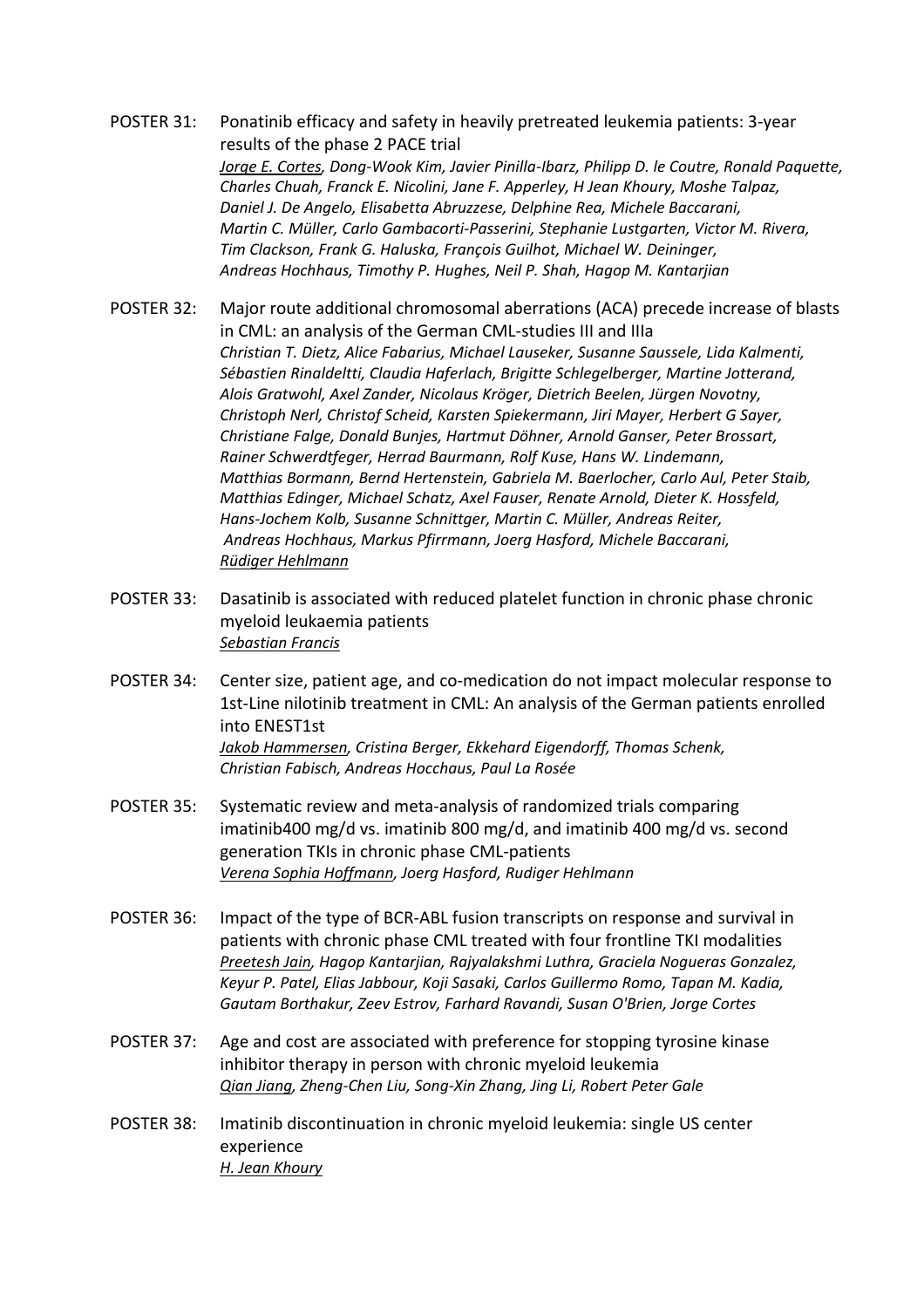POSTER 31: Ponatinib efficacy and safety in heavily pretreated leukemia patients: 3-year results of the phase 2 PACE trial
*<u>Jorge E. Cortes</u>, Dong-Wook Kim, Javier Pinilla-Ibarz, Philipp D. le Coutre, Ronald Paquette, Charles Chuah, Franck E. Nicolini, Jane F. Apperley, H Jean Khoury, Moshe Talpaz, Daniel J. De Angelo, Elisabetta Abruzzese, Delphine Rea, Michele Baccarani, Martin C. Müller, Carlo Gambacorti-Passerini, Stephanie Lustgarten, Victor M. Rivera, Tim Clackson, Frank G. Haluska, François Guilhot, Michael W. Deininger, Andreas Hochhaus, Timothy P. Hughes, Neil P. Shah, Hagop M. Kantarjian*

POSTER 32: Major route additional chromosomal aberrations (ACA) precede increase of blasts in CML: an analysis of the German CML-studies III and IIIa
*Christian T. Dietz, Alice Fabarius, Michael Lauseker, Susanne Saussele, Lida Kalmenti, Sébastien Rinaldeltti, Claudia Haferlach, Brigitte Schlegelberger, Martine Jotterand, Alois Gratwohl, Axel Zander, Nicolaus Kröger, Dietrich Beelen, Jürgen Novotny, Christoph Nerl, Christof Scheid, Karsten Spiekermann, Jiri Mayer, Herbert G Sayer, Christiane Falge, Donald Bunjes, Hartmut Döhner, Arnold Ganser, Peter Brossart, Rainer Schwerdtfeger, Herrad Baurmann, Rolf Kuse, Hans W. Lindemann, Matthias Bormann, Bernd Hertenstein, Gabriela M. Baerlocher, Carlo Aul, Peter Staib, Matthias Edinger, Michael Schatz, Axel Fauser, Renate Arnold, Dieter K. Hossfeld, Hans-Jochem Kolb, Susanne Schnittger, Martin C. Müller, Andreas Reiter, Andreas Hochhaus, Markus Pfirrmann, Joerg Hasford, Michele Baccarani, <u>Rüdiger Hehlmann</u>*

POSTER 33: Dasatinib is associated with reduced platelet function in chronic phase chronic myeloid leukaemia patients
*<u>Sebastian Francis</u>*

POSTER 34: Center size, patient age, and co-medication do not impact molecular response to 1st-Line nilotinib treatment in CML: An analysis of the German patients enrolled into ENEST1st
*<u>Jakob Hammersen</u>, Cristina Berger, Ekkehard Eigendorff, Thomas Schenk, Christian Fabisch, Andreas Hocchaus, Paul La Rosée*

POSTER 35: Systematic review and meta-analysis of randomized trials comparing imatinib400 mg/d vs. imatinib 800 mg/d, and imatinib 400 mg/d vs. second generation TKIs in chronic phase CML-patients
*<u>Verena Sophia Hoffmann</u>, Joerg Hasford, Rudiger Hehlmann*

POSTER 36: Impact of the type of BCR-ABL fusion transcripts on response and survival in patients with chronic phase CML treated with four frontline TKI modalities
*<u>Preetesh Jain</u>, Hagop Kantarjian, Rajyalakshmi Luthra, Graciela Nogueras Gonzalez, Keyur P. Patel, Elias Jabbour, Koji Sasaki, Carlos Guillermo Romo, Tapan M. Kadia, Gautam Borthakur, Zeev Estrov, Farhard Ravandi, Susan O'Brien, Jorge Cortes*

POSTER 37: Age and cost are associated with preference for stopping tyrosine kinase inhibitor therapy in person with chronic myeloid leukemia
*<u>Qian Jiang</u>, Zheng-Chen Liu, Song-Xin Zhang, Jing Li, Robert Peter Gale*

POSTER 38: Imatinib discontinuation in chronic myeloid leukemia: single US center experience
*<u>H. Jean Khoury</u>*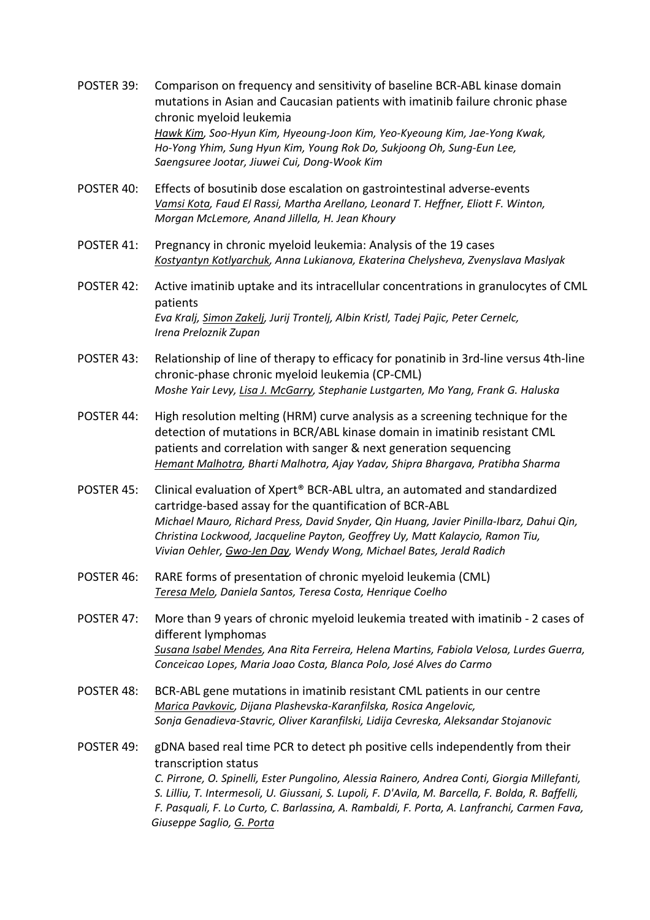POSTER 39: Comparison on frequency and sensitivity of baseline BCR-ABL kinase domain mutations in Asian and Caucasian patients with imatinib failure chronic phase chronic myeloid leukemia
*Hawk Kim, Soo-Hyun Kim, Hyeoung-Joon Kim, Yeo-Kyeoung Kim, Jae-Yong Kwak, Ho-Yong Yhim, Sung Hyun Kim, Young Rok Do, Sukjoong Oh, Sung-Eun Lee, Saengsuree Jootar, Jiuwei Cui, Dong-Wook Kim*

POSTER 40: Effects of bosutinib dose escalation on gastrointestinal adverse-events
*Vamsi Kota, Faud El Rassi, Martha Arellano, Leonard T. Heffner, Eliott F. Winton, Morgan McLemore, Anand Jillella, H. Jean Khoury*

POSTER 41: Pregnancy in chronic myeloid leukemia: Analysis of the 19 cases
*Kostyantyn Kotlyarchuk, Anna Lukianova, Ekaterina Chelysheva, Zvenyslava Maslyak*

POSTER 42: Active imatinib uptake and its intracellular concentrations in granulocytes of CML patients
*Eva Kralj, Simon Zakelj, Jurij Trontelj, Albin Kristl, Tadej Pajic, Peter Cernelc, Irena Preloznik Zupan*

POSTER 43: Relationship of line of therapy to efficacy for ponatinib in 3rd-line versus 4th-line chronic-phase chronic myeloid leukemia (CP-CML)
*Moshe Yair Levy, Lisa J. McGarry, Stephanie Lustgarten, Mo Yang, Frank G. Haluska*

POSTER 44: High resolution melting (HRM) curve analysis as a screening technique for the detection of mutations in BCR/ABL kinase domain in imatinib resistant CML patients and correlation with sanger & next generation sequencing
*Hemant Malhotra, Bharti Malhotra, Ajay Yadav, Shipra Bhargava, Pratibha Sharma*

POSTER 45: Clinical evaluation of Xpert® BCR-ABL ultra, an automated and standardized cartridge-based assay for the quantification of BCR-ABL
*Michael Mauro, Richard Press, David Snyder, Qin Huang, Javier Pinilla-Ibarz, Dahui Qin, Christina Lockwood, Jacqueline Payton, Geoffrey Uy, Matt Kalaycio, Ramon Tiu, Vivian Oehler, Gwo-Jen Day, Wendy Wong, Michael Bates, Jerald Radich*

POSTER 46: RARE forms of presentation of chronic myeloid leukemia (CML)
*Teresa Melo, Daniela Santos, Teresa Costa, Henrique Coelho*

POSTER 47: More than 9 years of chronic myeloid leukemia treated with imatinib - 2 cases of different lymphomas
*Susana Isabel Mendes, Ana Rita Ferreira, Helena Martins, Fabiola Velosa, Lurdes Guerra, Conceicao Lopes, Maria Joao Costa, Blanca Polo, José Alves do Carmo*

POSTER 48: BCR-ABL gene mutations in imatinib resistant CML patients in our centre
*Marica Pavkovic, Dijana Plashevska-Karanfilska, Rosica Angelovic, Sonja Genadieva-Stavric, Oliver Karanfilski, Lidija Cevreska, Aleksandar Stojanovic*

POSTER 49: gDNA based real time PCR to detect ph positive cells independently from their transcription status
*C. Pirrone, O. Spinelli, Ester Pungolino, Alessia Rainero, Andrea Conti, Giorgia Millefanti, S. Lilliu, T. Intermesoli, U. Giussani, S. Lupoli, F. D'Avila, M. Barcella, F. Bolda, R. Baffelli, F. Pasquali, F. Lo Curto, C. Barlassina, A. Rambaldi, F. Porta, A. Lanfranchi, Carmen Fava, Giuseppe Saglio, G. Porta*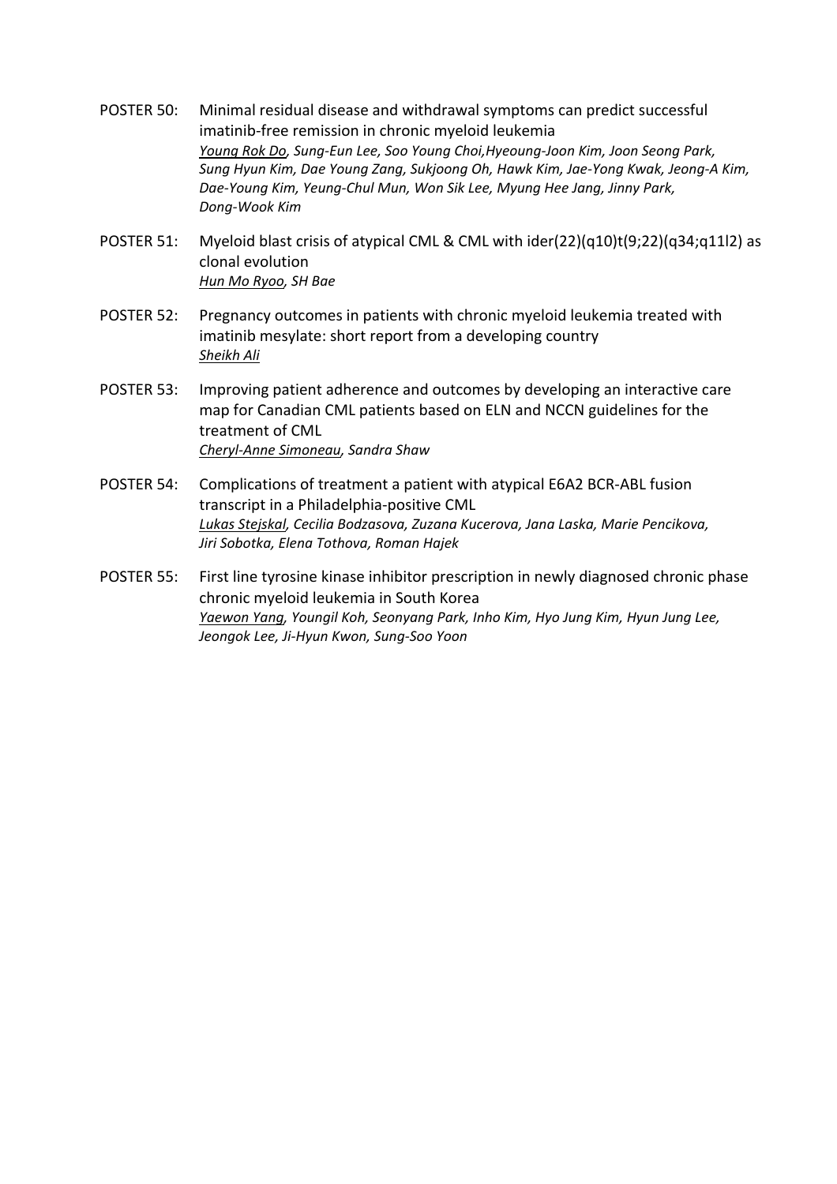POSTER 50: Minimal residual disease and withdrawal symptoms can predict successful imatinib-free remission in chronic myeloid leukemia
*Young Rok Do, Sung-Eun Lee, Soo Young Choi,Hyeoung-Joon Kim, Joon Seong Park, Sung Hyun Kim, Dae Young Zang, Sukjoong Oh, Hawk Kim, Jae-Yong Kwak, Jeong-A Kim, Dae-Young Kim, Yeung-Chul Mun, Won Sik Lee, Myung Hee Jang, Jinny Park, Dong-Wook Kim*

POSTER 51: Myeloid blast crisis of atypical CML & CML with ider(22)(q10)t(9;22)(q34;q11l2) as clonal evolution
*Hun Mo Ryoo, SH Bae*

POSTER 52: Pregnancy outcomes in patients with chronic myeloid leukemia treated with imatinib mesylate: short report from a developing country
*Sheikh Ali*

POSTER 53: Improving patient adherence and outcomes by developing an interactive care map for Canadian CML patients based on ELN and NCCN guidelines for the treatment of CML
*Cheryl-Anne Simoneau, Sandra Shaw*

POSTER 54: Complications of treatment a patient with atypical E6A2 BCR-ABL fusion transcript in a Philadelphia-positive CML
*Lukas Stejskal, Cecilia Bodzasova, Zuzana Kucerova, Jana Laska, Marie Pencikova, Jiri Sobotka, Elena Tothova, Roman Hajek*

POSTER 55: First line tyrosine kinase inhibitor prescription in newly diagnosed chronic phase chronic myeloid leukemia in South Korea
*Yaewon Yang, Youngil Koh, Seonyang Park, Inho Kim, Hyo Jung Kim, Hyun Jung Lee, Jeongok Lee, Ji-Hyun Kwon, Sung-Soo Yoon*